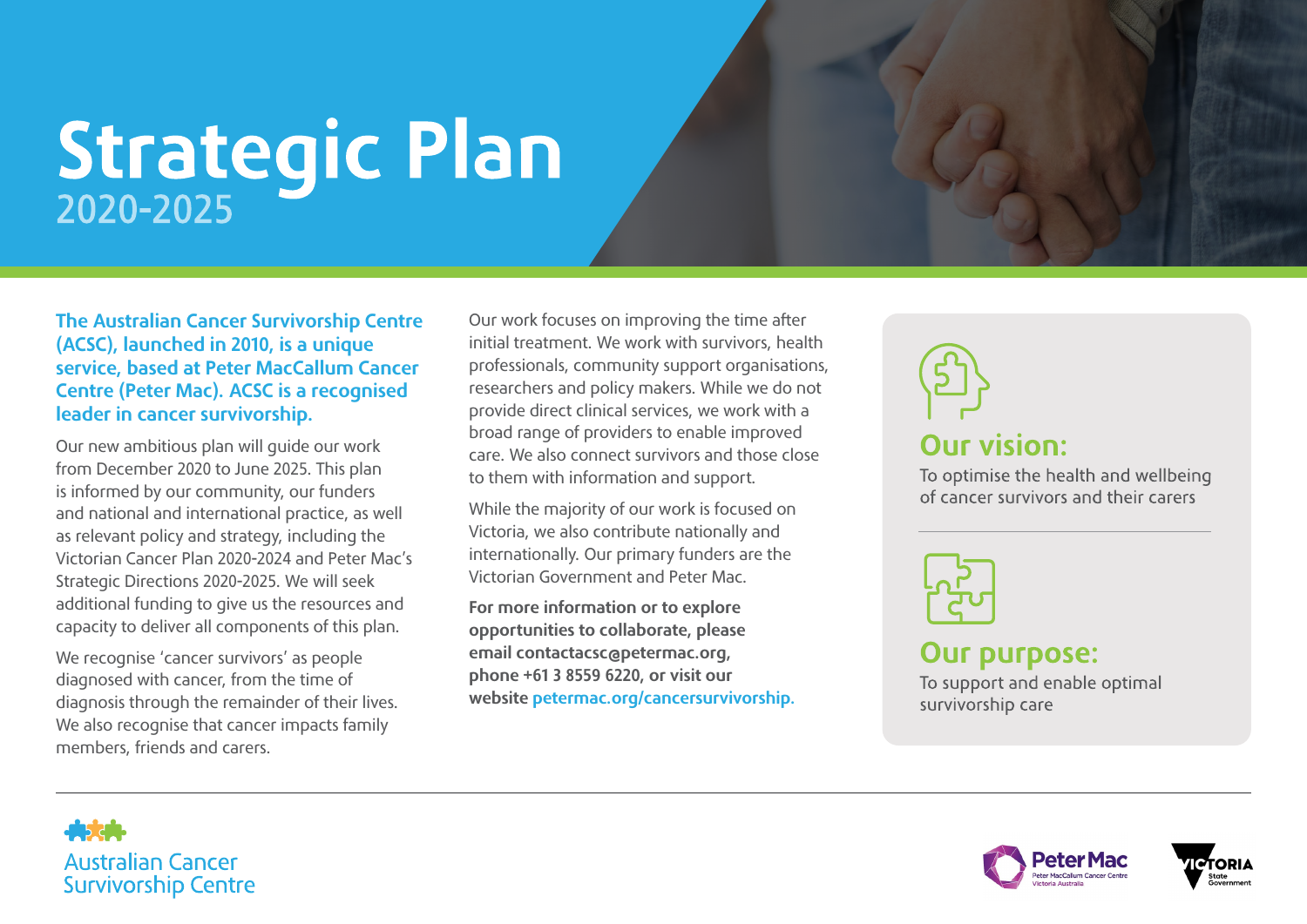# Strategic Plan
## 2020-2025

**The Australian Cancer Survivorship Centre (ACSC), launched in 2010, is a unique service, based at Peter MacCallum Cancer Centre (Peter Mac). ACSC is a recognised leader in cancer survivorship.**

Our new ambitious plan will guide our work from December 2020 to June 2025. This plan is informed by our community, our funders and national and international practice, as well as relevant policy and strategy, including the Victorian Cancer Plan 2020-2024 and Peter Mac's Strategic Directions 2020-2025. We will seek additional funding to give us the resources and capacity to deliver all components of this plan.

We recognise 'cancer survivors' as people diagnosed with cancer, from the time of diagnosis through the remainder of their lives. We also recognise that cancer impacts family members, friends and carers.

Our work focuses on improving the time after initial treatment. We work with survivors, health professionals, community support organisations, researchers and policy makers. While we do not provide direct clinical services, we work with a broad range of providers to enable improved care. We also connect survivors and those close to them with information and support.

While the majority of our work is focused on Victoria, we also contribute nationally and internationally. Our primary funders are the Victorian Government and Peter Mac.

**For more information or to explore opportunities to collaborate, please email contactacsc@petermac.org, phone +61 3 8559 6220, or visit our website petermac.org/cancersurvivorship.**

## Our vision:

To optimise the health and wellbeing of cancer survivors and their carers

## Our purpose:

To support and enable optimal survivorship care

Australian Cancer Survivorship Centre

Peter Mac — Peter MacCallum Cancer Centre, Victoria Australia

VICTORIA State Government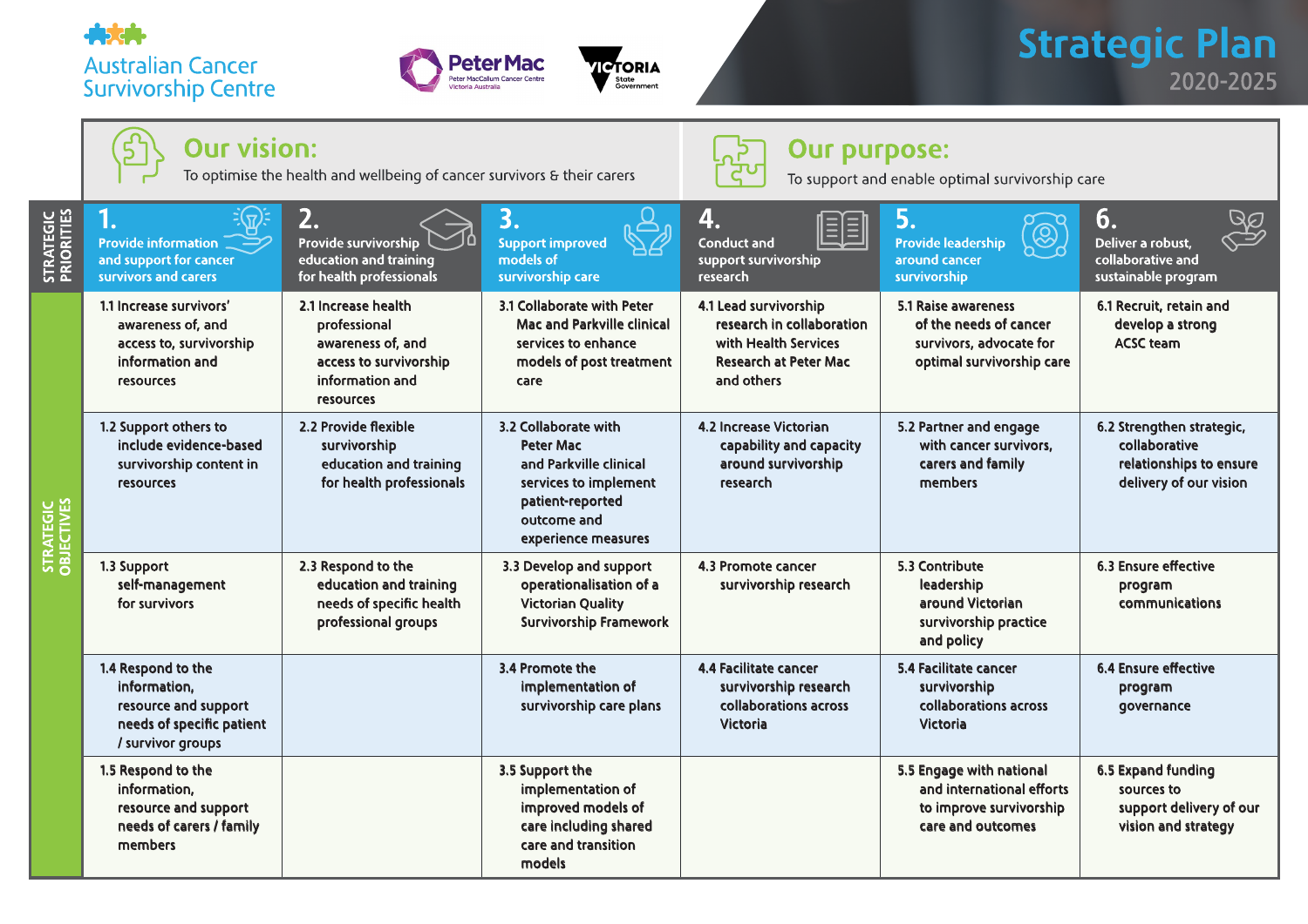Australian Cancer Survivorship Centre

Peter Mac
Peter MacCallum Cancer Centre
Victoria Australia

VICTORIA State Government

# Strategic Plan

## 2020-2025

### Our vision:

To optimise the health and wellbeing of cancer survivors & their carers

### Our purpose:

To support and enable optimal survivorship care

| STRATEGIC PRIORITIES | 1. Provide information and support for cancer survivors and carers | 2. Provide survivorship education and training for health professionals | 3. Support improved models of survivorship care | 4. Conduct and support survivorship research | 5. Provide leadership around cancer survivorship | 6. Deliver a robust, collaborative and sustainable program |
|---|---|---|---|---|---|---|
| STRATEGIC OBJECTIVES | 1.1 Increase survivors' awareness of, and access to, survivorship information and resources | 2.1 Increase health professional awareness of, and access to survivorship information and resources | 3.1 Collaborate with Peter Mac and Parkville clinical services to enhance models of post treatment care | 4.1 Lead survivorship research in collaboration with Health Services Research at Peter Mac and others | 5.1 Raise awareness of the needs of cancer survivors, advocate for optimal survivorship care | 6.1 Recruit, retain and develop a strong ACSC team |
| | 1.2 Support others to include evidence-based survivorship content in resources | 2.2 Provide flexible survivorship education and training for health professionals | 3.2 Collaborate with Peter Mac and Parkville clinical services to implement patient-reported outcome and experience measures | 4.2 Increase Victorian capability and capacity around survivorship research | 5.2 Partner and engage with cancer survivors, carers and family members | 6.2 Strengthen strategic, collaborative relationships to ensure delivery of our vision |
| | 1.3 Support self-management for survivors | 2.3 Respond to the education and training needs of specific health professional groups | 3.3 Develop and support operationalisation of a Victorian Quality Survivorship Framework | 4.3 Promote cancer survivorship research | 5.3 Contribute leadership around Victorian survivorship practice and policy | 6.3 Ensure effective program communications |
| | 1.4 Respond to the information, resource and support needs of specific patient / survivor groups | | 3.4 Promote the implementation of survivorship care plans | 4.4 Facilitate cancer survivorship research collaborations across Victoria | 5.4 Facilitate cancer survivorship collaborations across Victoria | 6.4 Ensure effective program governance |
| | 1.5 Respond to the information, resource and support needs of carers / family members | | 3.5 Support the implementation of improved models of care including shared care and transition models | | 5.5 Engage with national and international efforts to improve survivorship care and outcomes | 6.5 Expand funding sources to support delivery of our vision and strategy |